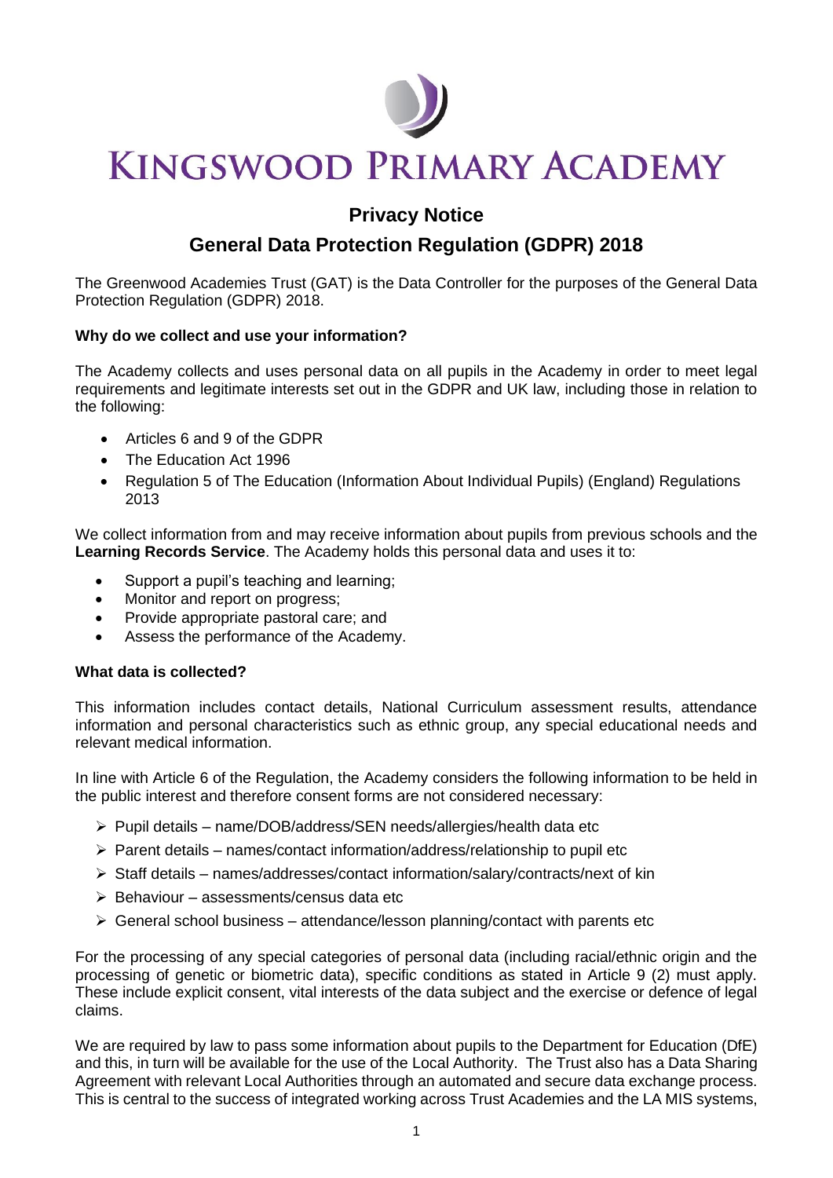# KINGSWOOD PRIMARY ACADEMY

## Privacy Notice

## General Data Protection Regulation (GDPR) 2018

The Greenwood Academies Trust (GAT) is the Data Controller for the purposes of the General Data Protection Regulation (GDPR) 2018.

### Why do we collect and use your information?

The Academy collects and uses personal data on all pupils in the Academy in order to meet legal requirements and legitimate interests set out in the GDPR and UK law, including those in relation to the following:

- Articles 6 and 9 of the GDPR
- The Education Act 1996
- Regulation 5 of The Education (Information About Individual Pupils) (England) Regulations 2013

We collect information from and may receive information about pupils from previous schools and the **Learning Records Service**. The Academy holds this personal data and uses it to:

- Support a pupil's teaching and learning;
- Monitor and report on progress;
- Provide appropriate pastoral care; and
- Assess the performance of the Academy.

### What data is collected?

This information includes contact details, National Curriculum assessment results, attendance information and personal characteristics such as ethnic group, any special educational needs and relevant medical information.

In line with Article 6 of the Regulation, the Academy considers the following information to be held in the public interest and therefore consent forms are not considered necessary:

- Pupil details – name/DOB/address/SEN needs/allergies/health data etc
- Parent details – names/contact information/address/relationship to pupil etc
- Staff details – names/addresses/contact information/salary/contracts/next of kin
- Behaviour – assessments/census data etc
- General school business – attendance/lesson planning/contact with parents etc

For the processing of any special categories of personal data (including racial/ethnic origin and the processing of genetic or biometric data), specific conditions as stated in Article 9 (2) must apply. These include explicit consent, vital interests of the data subject and the exercise or defence of legal claims.

We are required by law to pass some information about pupils to the Department for Education (DfE) and this, in turn will be available for the use of the Local Authority. The Trust also has a Data Sharing Agreement with relevant Local Authorities through an automated and secure data exchange process. This is central to the success of integrated working across Trust Academies and the LA MIS systems,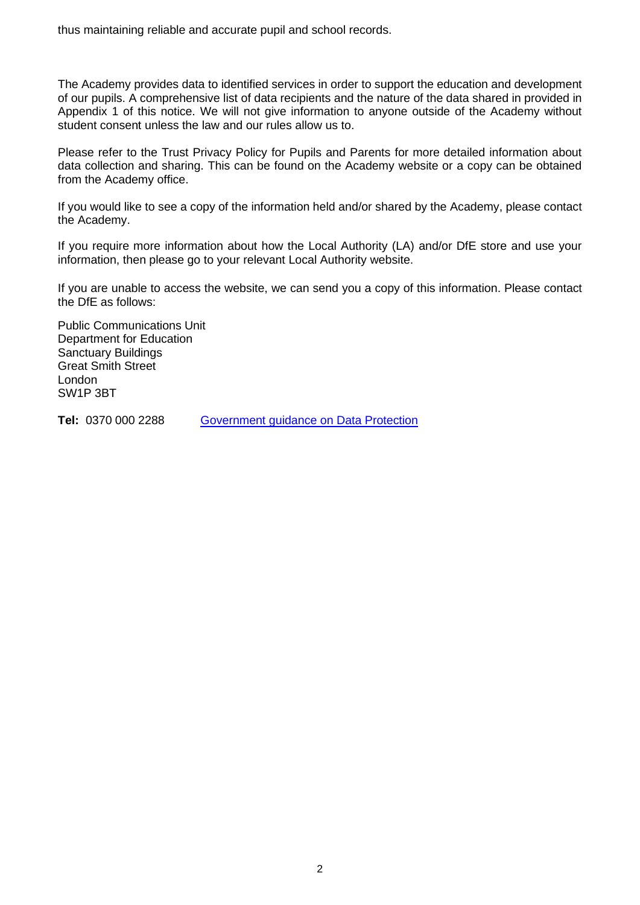thus maintaining reliable and accurate pupil and school records.

The Academy provides data to identified services in order to support the education and development of our pupils. A comprehensive list of data recipients and the nature of the data shared in provided in Appendix 1 of this notice. We will not give information to anyone outside of the Academy without student consent unless the law and our rules allow us to.

Please refer to the Trust Privacy Policy for Pupils and Parents for more detailed information about data collection and sharing. This can be found on the Academy website or a copy can be obtained from the Academy office.

If you would like to see a copy of the information held and/or shared by the Academy, please contact the Academy.

If you require more information about how the Local Authority (LA) and/or DfE store and use your information, then please go to your relevant Local Authority website.

If you are unable to access the website, we can send you a copy of this information. Please contact the DfE as follows:

Public Communications Unit
Department for Education
Sanctuary Buildings
Great Smith Street
London
SW1P 3BT

**Tel:** 0370 000 2288 Government guidance on Data Protection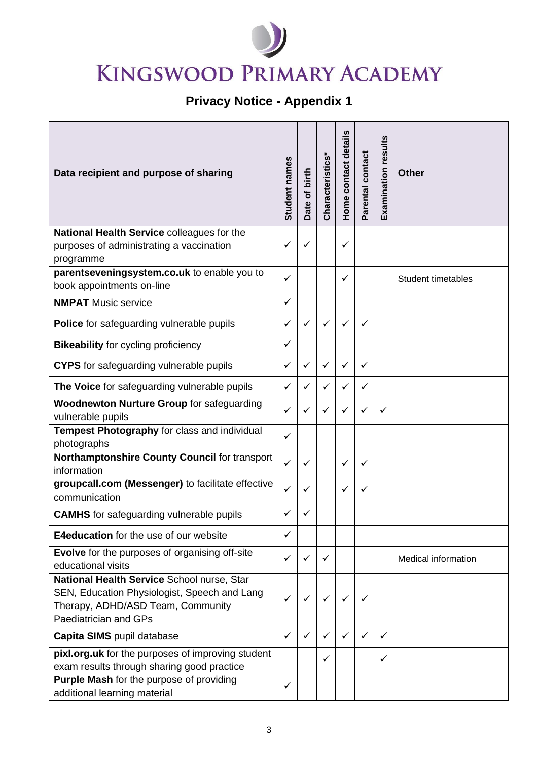# KINGSWOOD PRIMARY ACADEMY

## Privacy Notice - Appendix 1

| Data recipient and purpose of sharing | Student names | Date of birth | Characteristics* | Home contact details | Parental contact | Examination results | Other |
|---|---|---|---|---|---|---|---|
| **National Health Service** colleagues for the purposes of administrating a vaccination programme | ✓ | ✓ | | ✓ | | | |
| **parentseveningsystem.co.uk** to enable you to book appointments on-line | ✓ | | | ✓ | | | Student timetables |
| **NMPAT** Music service | ✓ | | | | | | |
| **Police** for safeguarding vulnerable pupils | ✓ | ✓ | ✓ | ✓ | ✓ | | |
| **Bikeability** for cycling proficiency | ✓ | | | | | | |
| **CYPS** for safeguarding vulnerable pupils | ✓ | ✓ | ✓ | ✓ | ✓ | | |
| **The Voice** for safeguarding vulnerable pupils | ✓ | ✓ | ✓ | ✓ | ✓ | | |
| **Woodnewton Nurture Group** for safeguarding vulnerable pupils | ✓ | ✓ | ✓ | ✓ | ✓ | ✓ | |
| **Tempest Photography** for class and individual photographs | ✓ | | | | | | |
| **Northamptonshire County Council** for transport information | ✓ | ✓ | | ✓ | ✓ | | |
| **groupcall.com (Messenger)** to facilitate effective communication | ✓ | ✓ | | ✓ | ✓ | | |
| **CAMHS** for safeguarding vulnerable pupils | ✓ | ✓ | | | | | |
| **E4education** for the use of our website | ✓ | | | | | | |
| **Evolve** for the purposes of organising off-site educational visits | ✓ | ✓ | ✓ | | | | Medical information |
| **National Health Service** School nurse, Star SEN, Education Physiologist, Speech and Lang Therapy, ADHD/ASD Team, Community Paediatrician and GPs | ✓ | ✓ | ✓ | ✓ | ✓ | | |
| **Capita SIMS** pupil database | ✓ | ✓ | ✓ | ✓ | ✓ | ✓ | |
| **pixl.org.uk** for the purposes of improving student exam results through sharing good practice | | | ✓ | | | ✓ | |
| **Purple Mash** for the purpose of providing additional learning material | ✓ | | | | | | |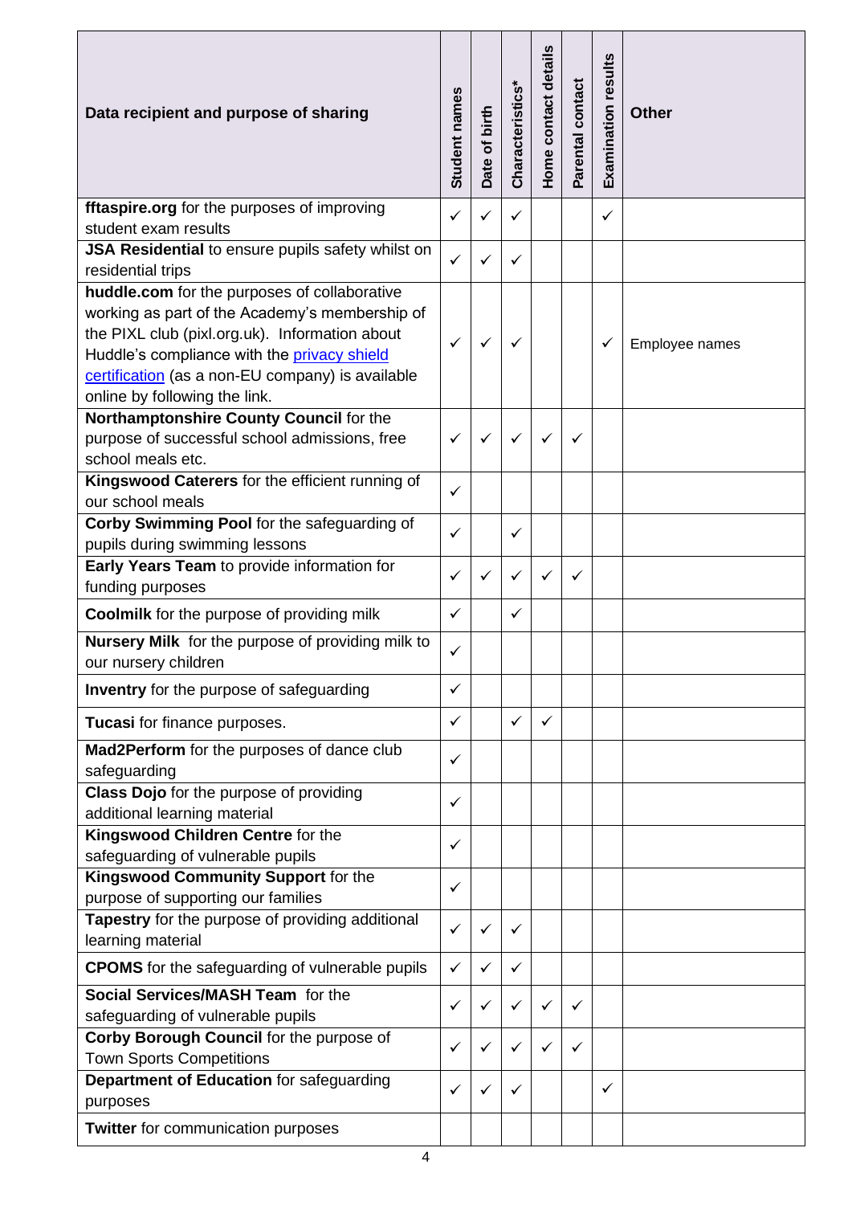| Data recipient and purpose of sharing | Student names | Date of birth | Characteristics* | Home contact details | Parental contact | Examination results | Other |
|---|---|---|---|---|---|---|---|
| **fftaspire.org** for the purposes of improving student exam results | ✓ | ✓ | ✓ | | | ✓ | |
| **JSA Residential** to ensure pupils safety whilst on residential trips | ✓ | ✓ | ✓ | | | | |
| **huddle.com** for the purposes of collaborative working as part of the Academy's membership of the PIXL club (pixl.org.uk). Information about Huddle's compliance with the privacy shield certification (as a non-EU company) is available online by following the link. | ✓ | ✓ | ✓ | | | ✓ | Employee names |
| **Northamptonshire County Council** for the purpose of successful school admissions, free school meals etc. | ✓ | ✓ | ✓ | ✓ | ✓ | | |
| **Kingswood Caterers** for the efficient running of our school meals | ✓ | | | | | | |
| **Corby Swimming Pool** for the safeguarding of pupils during swimming lessons | ✓ | | ✓ | | | | |
| **Early Years Team** to provide information for funding purposes | ✓ | ✓ | ✓ | ✓ | ✓ | | |
| **Coolmilk** for the purpose of providing milk | ✓ | | ✓ | | | | |
| **Nursery Milk** for the purpose of providing milk to our nursery children | ✓ | | | | | | |
| **Inventry** for the purpose of safeguarding | ✓ | | | | | | |
| **Tucasi** for finance purposes. | ✓ | | ✓ | ✓ | | | |
| **Mad2Perform** for the purposes of dance club safeguarding | ✓ | | | | | | |
| **Class Dojo** for the purpose of providing additional learning material | ✓ | | | | | | |
| **Kingswood Children Centre** for the safeguarding of vulnerable pupils | ✓ | | | | | | |
| **Kingswood Community Support** for the purpose of supporting our families | ✓ | | | | | | |
| **Tapestry** for the purpose of providing additional learning material | ✓ | ✓ | ✓ | | | | |
| **CPOMS** for the safeguarding of vulnerable pupils | ✓ | ✓ | ✓ | | | | |
| **Social Services/MASH Team** for the safeguarding of vulnerable pupils | ✓ | ✓ | ✓ | ✓ | ✓ | | |
| **Corby Borough Council** for the purpose of Town Sports Competitions | ✓ | ✓ | ✓ | ✓ | ✓ | | |
| **Department of Education** for safeguarding purposes | ✓ | ✓ | ✓ | | | ✓ | |
| **Twitter** for communication purposes | | | | | | | |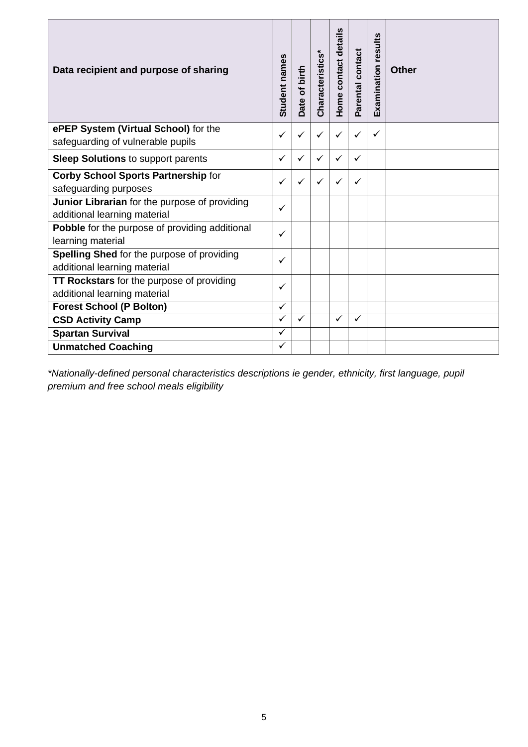| Data recipient and purpose of sharing | Student names | Date of birth | Characteristics* | Home contact details | Parental contact | Examination results | Other |
|---|---|---|---|---|---|---|---|
| **ePEP System (Virtual School)** for the safeguarding of vulnerable pupils | ✓ | ✓ | ✓ | ✓ | ✓ | ✓ | |
| **Sleep Solutions** to support parents | ✓ | ✓ | ✓ | ✓ | ✓ | | |
| **Corby School Sports Partnership** for safeguarding purposes | ✓ | ✓ | ✓ | ✓ | ✓ | | |
| **Junior Librarian** for the purpose of providing additional learning material | ✓ | | | | | | |
| **Pobble** for the purpose of providing additional learning material | ✓ | | | | | | |
| **Spelling Shed** for the purpose of providing additional learning material | ✓ | | | | | | |
| **TT Rockstars** for the purpose of providing additional learning material | ✓ | | | | | | |
| **Forest School (P Bolton)** | ✓ | | | | | | |
| **CSD Activity Camp** | ✓ | ✓ | | ✓ | ✓ | | |
| **Spartan Survival** | ✓ | | | | | | |
| **Unmatched Coaching** | ✓ | | | | | | |

*\*Nationally-defined personal characteristics descriptions ie gender, ethnicity, first language, pupil premium and free school meals eligibility*